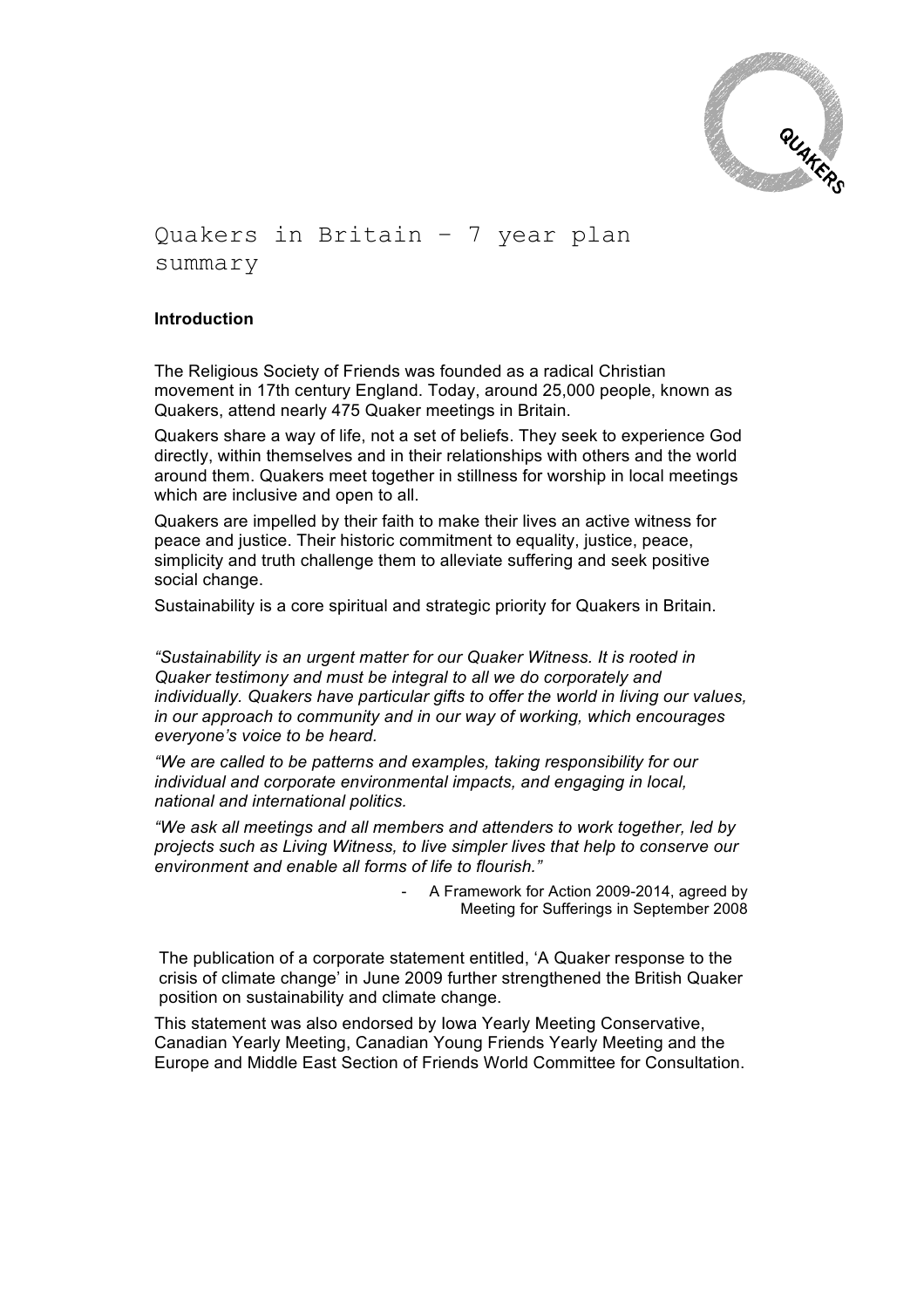# Quakers in Britain – 7 year plan summary

**Introduction**

The Religious Society of Friends was founded as a radical Christian movement in 17th century England. Today, around 25,000 people, known as Quakers, attend nearly 475 Quaker meetings in Britain.

Quakers share a way of life, not a set of beliefs. They seek to experience God directly, within themselves and in their relationships with others and the world around them. Quakers meet together in stillness for worship in local meetings which are inclusive and open to all.

Quakers are impelled by their faith to make their lives an active witness for peace and justice. Their historic commitment to equality, justice, peace, simplicity and truth challenge them to alleviate suffering and seek positive social change.

Sustainability is a core spiritual and strategic priority for Quakers in Britain.

*"Sustainability is an urgent matter for our Quaker Witness. It is rooted in Quaker testimony and must be integral to all we do corporately and individually. Quakers have particular gifts to offer the world in living our values, in our approach to community and in our way of working, which encourages everyone's voice to be heard.*

*"We are called to be patterns and examples, taking responsibility for our individual and corporate environmental impacts, and engaging in local, national and international politics.*

*"We ask all meetings and all members and attenders to work together, led by projects such as Living Witness, to live simpler lives that help to conserve our environment and enable all forms of life to flourish."*

- A Framework for Action 2009-2014, agreed by Meeting for Sufferings in September 2008

The publication of a corporate statement entitled, 'A Quaker response to the crisis of climate change' in June 2009 further strengthened the British Quaker position on sustainability and climate change.

This statement was also endorsed by Iowa Yearly Meeting Conservative, Canadian Yearly Meeting, Canadian Young Friends Yearly Meeting and the Europe and Middle East Section of Friends World Committee for Consultation.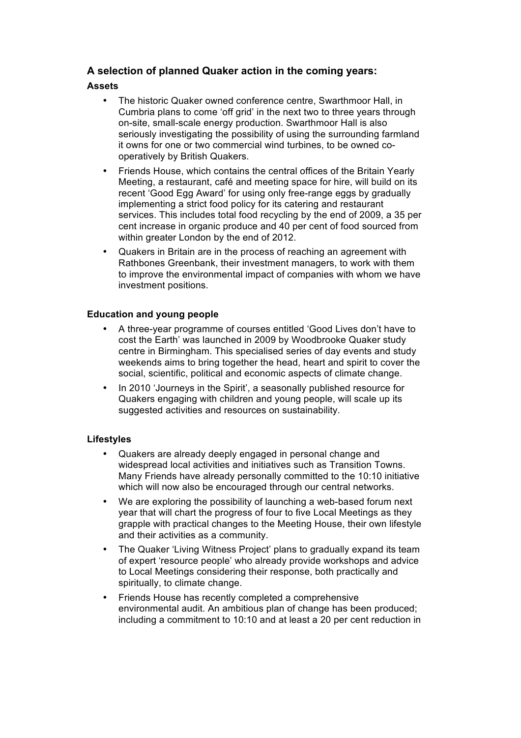## A selection of planned Quaker action in the coming years:

### Assets

- The historic Quaker owned conference centre, Swarthmoor Hall, in Cumbria plans to come 'off grid' in the next two to three years through on-site, small-scale energy production. Swarthmoor Hall is also seriously investigating the possibility of using the surrounding farmland it owns for one or two commercial wind turbines, to be owned co-operatively by British Quakers.
- Friends House, which contains the central offices of the Britain Yearly Meeting, a restaurant, café and meeting space for hire, will build on its recent 'Good Egg Award' for using only free-range eggs by gradually implementing a strict food policy for its catering and restaurant services. This includes total food recycling by the end of 2009, a 35 per cent increase in organic produce and 40 per cent of food sourced from within greater London by the end of 2012.
- Quakers in Britain are in the process of reaching an agreement with Rathbones Greenbank, their investment managers, to work with them to improve the environmental impact of companies with whom we have investment positions.

### Education and young people

- A three-year programme of courses entitled 'Good Lives don't have to cost the Earth' was launched in 2009 by Woodbrooke Quaker study centre in Birmingham. This specialised series of day events and study weekends aims to bring together the head, heart and spirit to cover the social, scientific, political and economic aspects of climate change.
- In 2010 'Journeys in the Spirit', a seasonally published resource for Quakers engaging with children and young people, will scale up its suggested activities and resources on sustainability.

### Lifestyles

- Quakers are already deeply engaged in personal change and widespread local activities and initiatives such as Transition Towns. Many Friends have already personally committed to the 10:10 initiative which will now also be encouraged through our central networks.
- We are exploring the possibility of launching a web-based forum next year that will chart the progress of four to five Local Meetings as they grapple with practical changes to the Meeting House, their own lifestyle and their activities as a community.
- The Quaker 'Living Witness Project' plans to gradually expand its team of expert 'resource people' who already provide workshops and advice to Local Meetings considering their response, both practically and spiritually, to climate change.
- Friends House has recently completed a comprehensive environmental audit. An ambitious plan of change has been produced; including a commitment to 10:10 and at least a 20 per cent reduction in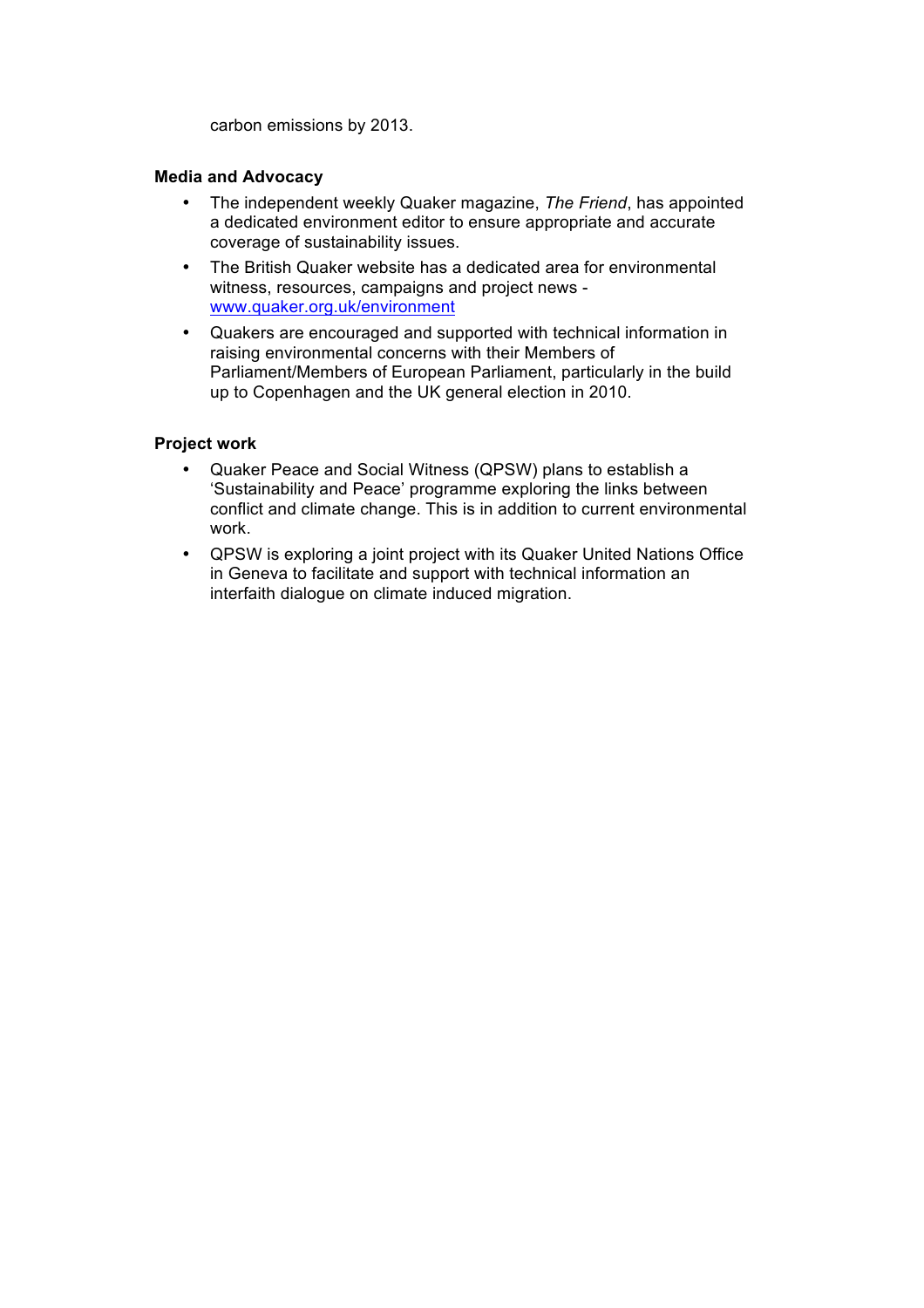carbon emissions by 2013.

**Media and Advocacy**

- The independent weekly Quaker magazine, *The Friend*, has appointed a dedicated environment editor to ensure appropriate and accurate coverage of sustainability issues.
- The British Quaker website has a dedicated area for environmental witness, resources, campaigns and project news - [www.quaker.org.uk/environment](www.quaker.org.uk/environment)
- Quakers are encouraged and supported with technical information in raising environmental concerns with their Members of Parliament/Members of European Parliament, particularly in the build up to Copenhagen and the UK general election in 2010.

**Project work**

- Quaker Peace and Social Witness (QPSW) plans to establish a 'Sustainability and Peace' programme exploring the links between conflict and climate change. This is in addition to current environmental work.
- QPSW is exploring a joint project with its Quaker United Nations Office in Geneva to facilitate and support with technical information an interfaith dialogue on climate induced migration.